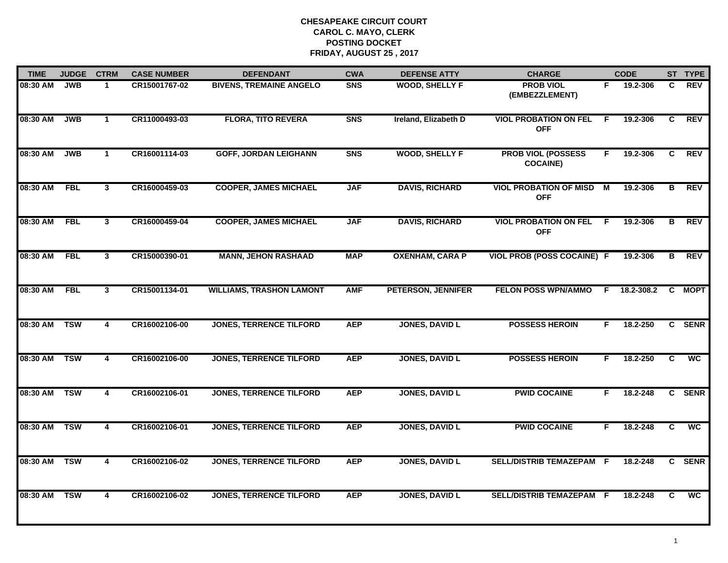**CHESAPEAKE CIRCUIT COURT**
**CAROL C. MAYO, CLERK**
**POSTING DOCKET**
**FRIDAY, AUGUST 25 , 2017**

| TIME | JUDGE | CTRM | CASE NUMBER | DEFENDANT | CWA | DEFENSE ATTY | CHARGE | | CODE | ST | TYPE |
|---|---|---|---|---|---|---|---|---|---|---|---|
| 08:30 AM | JWB | 1 | CR15001767-02 | BIVENS, TREMAINE ANGELO | SNS | WOOD, SHELLY F | PROB VIOL (EMBEZZLEMENT) | F | 19.2-306 | C | REV |
| 08:30 AM | JWB | 1 | CR11000493-03 | FLORA, TITO REVERA | SNS | Ireland, Elizabeth D | VIOL PROBATION ON FEL OFF | F | 19.2-306 | C | REV |
| 08:30 AM | JWB | 1 | CR16001114-03 | GOFF, JORDAN LEIGHANN | SNS | WOOD, SHELLY F | PROB VIOL (POSSESS COCAINE) | F | 19.2-306 | C | REV |
| 08:30 AM | FBL | 3 | CR16000459-03 | COOPER, JAMES MICHAEL | JAF | DAVIS, RICHARD | VIOL PROBATION OF MISD OFF | M | 19.2-306 | B | REV |
| 08:30 AM | FBL | 3 | CR16000459-04 | COOPER, JAMES MICHAEL | JAF | DAVIS, RICHARD | VIOL PROBATION ON FEL OFF | F | 19.2-306 | B | REV |
| 08:30 AM | FBL | 3 | CR15000390-01 | MANN, JEHON RASHAAD | MAP | OXENHAM, CARA P | VIOL PROB (POSS COCAINE) | F | 19.2-306 | B | REV |
| 08:30 AM | FBL | 3 | CR15001134-01 | WILLIAMS, TRASHON LAMONT | AMF | PETERSON, JENNIFER | FELON POSS WPN/AMMO | F | 18.2-308.2 | C | MOPT |
| 08:30 AM | TSW | 4 | CR16002106-00 | JONES, TERRENCE TILFORD | AEP | JONES, DAVID L | POSSESS HEROIN | F | 18.2-250 | C | SENR |
| 08:30 AM | TSW | 4 | CR16002106-00 | JONES, TERRENCE TILFORD | AEP | JONES, DAVID L | POSSESS HEROIN | F | 18.2-250 | C | WC |
| 08:30 AM | TSW | 4 | CR16002106-01 | JONES, TERRENCE TILFORD | AEP | JONES, DAVID L | PWID COCAINE | F | 18.2-248 | C | SENR |
| 08:30 AM | TSW | 4 | CR16002106-01 | JONES, TERRENCE TILFORD | AEP | JONES, DAVID L | PWID COCAINE | F | 18.2-248 | C | WC |
| 08:30 AM | TSW | 4 | CR16002106-02 | JONES, TERRENCE TILFORD | AEP | JONES, DAVID L | SELL/DISTRIB TEMAZEPAM | F | 18.2-248 | C | SENR |
| 08:30 AM | TSW | 4 | CR16002106-02 | JONES, TERRENCE TILFORD | AEP | JONES, DAVID L | SELL/DISTRIB TEMAZEPAM | F | 18.2-248 | C | WC |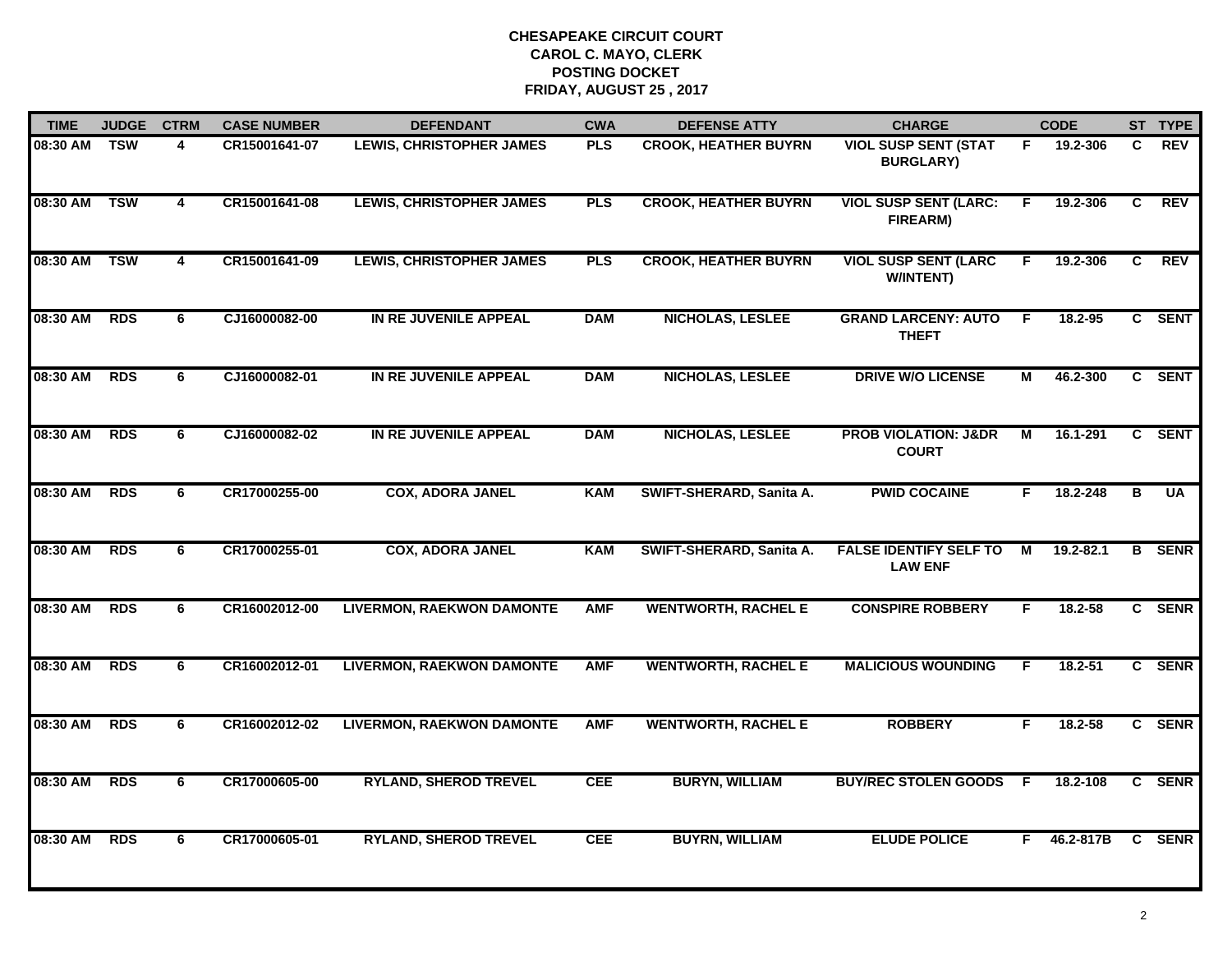**CHESAPEAKE CIRCUIT COURT**
**CAROL C. MAYO, CLERK**
**POSTING DOCKET**
**FRIDAY, AUGUST 25 , 2017**

| TIME | JUDGE | CTRM | CASE NUMBER | DEFENDANT | CWA | DEFENSE ATTY | CHARGE | | CODE | ST | TYPE |
|---|---|---|---|---|---|---|---|---|---|---|---|
| 08:30 AM | TSW | 4 | CR15001641-07 | LEWIS, CHRISTOPHER JAMES | PLS | CROOK, HEATHER BUYRN | VIOL SUSP SENT (STAT BURGLARY) | F | 19.2-306 | C | REV |
| 08:30 AM | TSW | 4 | CR15001641-08 | LEWIS, CHRISTOPHER JAMES | PLS | CROOK, HEATHER BUYRN | VIOL SUSP SENT (LARC: FIREARM) | F | 19.2-306 | C | REV |
| 08:30 AM | TSW | 4 | CR15001641-09 | LEWIS, CHRISTOPHER JAMES | PLS | CROOK, HEATHER BUYRN | VIOL SUSP SENT (LARC W/INTENT) | F | 19.2-306 | C | REV |
| 08:30 AM | RDS | 6 | CJ16000082-00 | IN RE JUVENILE APPEAL | DAM | NICHOLAS, LESLEE | GRAND LARCENY: AUTO THEFT | F | 18.2-95 | C | SENT |
| 08:30 AM | RDS | 6 | CJ16000082-01 | IN RE JUVENILE APPEAL | DAM | NICHOLAS, LESLEE | DRIVE W/O LICENSE | M | 46.2-300 | C | SENT |
| 08:30 AM | RDS | 6 | CJ16000082-02 | IN RE JUVENILE APPEAL | DAM | NICHOLAS, LESLEE | PROB VIOLATION: J&DR COURT | M | 16.1-291 | C | SENT |
| 08:30 AM | RDS | 6 | CR17000255-00 | COX, ADORA JANEL | KAM | SWIFT-SHERARD, Sanita A. | PWID COCAINE | F | 18.2-248 | B | UA |
| 08:30 AM | RDS | 6 | CR17000255-01 | COX, ADORA JANEL | KAM | SWIFT-SHERARD, Sanita A. | FALSE IDENTIFY SELF TO LAW ENF | M | 19.2-82.1 | B | SENR |
| 08:30 AM | RDS | 6 | CR16002012-00 | LIVERMON, RAEKWON DAMONTE | AMF | WENTWORTH, RACHEL E | CONSPIRE ROBBERY | F | 18.2-58 | C | SENR |
| 08:30 AM | RDS | 6 | CR16002012-01 | LIVERMON, RAEKWON DAMONTE | AMF | WENTWORTH, RACHEL E | MALICIOUS WOUNDING | F | 18.2-51 | C | SENR |
| 08:30 AM | RDS | 6 | CR16002012-02 | LIVERMON, RAEKWON DAMONTE | AMF | WENTWORTH, RACHEL E | ROBBERY | F | 18.2-58 | C | SENR |
| 08:30 AM | RDS | 6 | CR17000605-00 | RYLAND, SHEROD TREVEL | CEE | BURYN, WILLIAM | BUY/REC STOLEN GOODS | F | 18.2-108 | C | SENR |
| 08:30 AM | RDS | 6 | CR17000605-01 | RYLAND, SHEROD TREVEL | CEE | BUYRN, WILLIAM | ELUDE POLICE | F | 46.2-817B | C | SENR |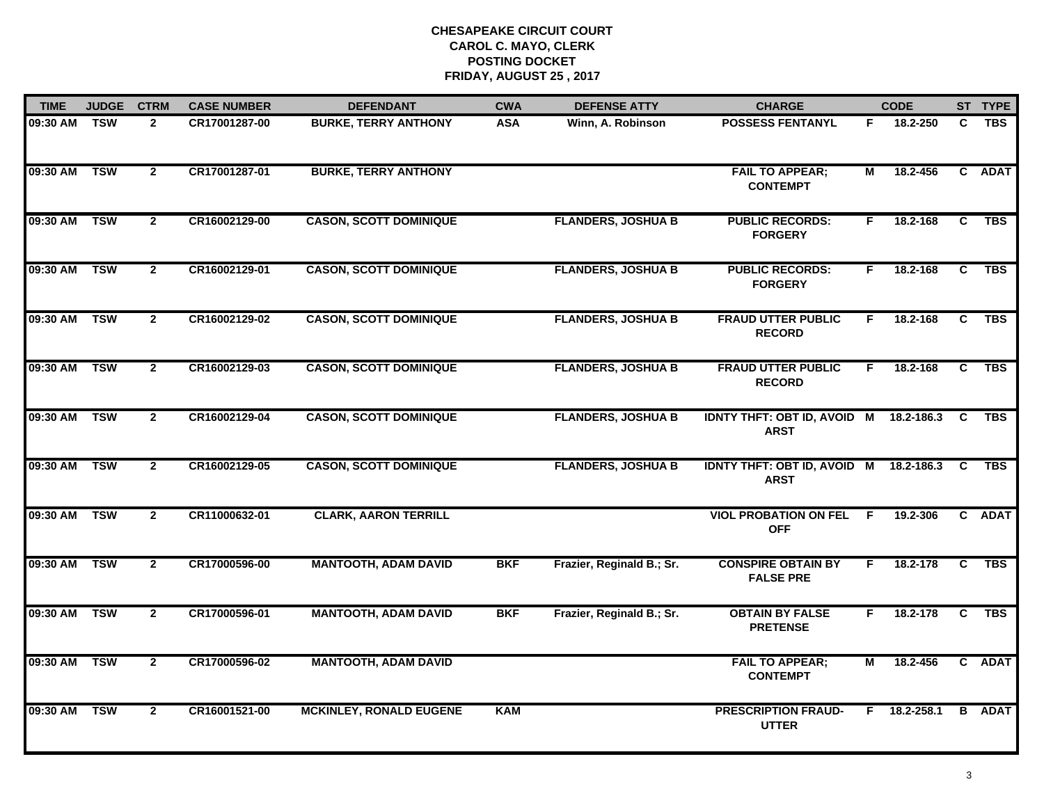# CHESAPEAKE CIRCUIT COURT
## CAROL C. MAYO, CLERK
## POSTING DOCKET
## FRIDAY, AUGUST 25 , 2017

| TIME | JUDGE | CTRM | CASE NUMBER | DEFENDANT | CWA | DEFENSE ATTY | CHARGE | | CODE | ST | TYPE |
|---|---|---|---|---|---|---|---|---|---|---|---|
| 09:30 AM | TSW | 2 | CR17001287-00 | BURKE, TERRY ANTHONY | ASA | Winn, A. Robinson | POSSESS FENTANYL | F | 18.2-250 | C | TBS |
| 09:30 AM | TSW | 2 | CR17001287-01 | BURKE, TERRY ANTHONY | | | FAIL TO APPEAR; CONTEMPT | M | 18.2-456 | C | ADAT |
| 09:30 AM | TSW | 2 | CR16002129-00 | CASON, SCOTT DOMINIQUE | | FLANDERS, JOSHUA B | PUBLIC RECORDS: FORGERY | F | 18.2-168 | C | TBS |
| 09:30 AM | TSW | 2 | CR16002129-01 | CASON, SCOTT DOMINIQUE | | FLANDERS, JOSHUA B | PUBLIC RECORDS: FORGERY | F | 18.2-168 | C | TBS |
| 09:30 AM | TSW | 2 | CR16002129-02 | CASON, SCOTT DOMINIQUE | | FLANDERS, JOSHUA B | FRAUD UTTER PUBLIC RECORD | F | 18.2-168 | C | TBS |
| 09:30 AM | TSW | 2 | CR16002129-03 | CASON, SCOTT DOMINIQUE | | FLANDERS, JOSHUA B | FRAUD UTTER PUBLIC RECORD | F | 18.2-168 | C | TBS |
| 09:30 AM | TSW | 2 | CR16002129-04 | CASON, SCOTT DOMINIQUE | | FLANDERS, JOSHUA B | IDNTY THFT: OBT ID, AVOID ARST | M | 18.2-186.3 | C | TBS |
| 09:30 AM | TSW | 2 | CR16002129-05 | CASON, SCOTT DOMINIQUE | | FLANDERS, JOSHUA B | IDNTY THFT: OBT ID, AVOID ARST | M | 18.2-186.3 | C | TBS |
| 09:30 AM | TSW | 2 | CR11000632-01 | CLARK, AARON TERRILL | | | VIOL PROBATION ON FEL OFF | F | 19.2-306 | C | ADAT |
| 09:30 AM | TSW | 2 | CR17000596-00 | MANTOOTH, ADAM DAVID | BKF | Frazier, Reginald B.; Sr. | CONSPIRE OBTAIN BY FALSE PRE | F | 18.2-178 | C | TBS |
| 09:30 AM | TSW | 2 | CR17000596-01 | MANTOOTH, ADAM DAVID | BKF | Frazier, Reginald B.; Sr. | OBTAIN BY FALSE PRETENSE | F | 18.2-178 | C | TBS |
| 09:30 AM | TSW | 2 | CR17000596-02 | MANTOOTH, ADAM DAVID | | | FAIL TO APPEAR; CONTEMPT | M | 18.2-456 | C | ADAT |
| 09:30 AM | TSW | 2 | CR16001521-00 | MCKINLEY, RONALD EUGENE | KAM | | PRESCRIPTION FRAUD-UTTER | F | 18.2-258.1 | B | ADAT |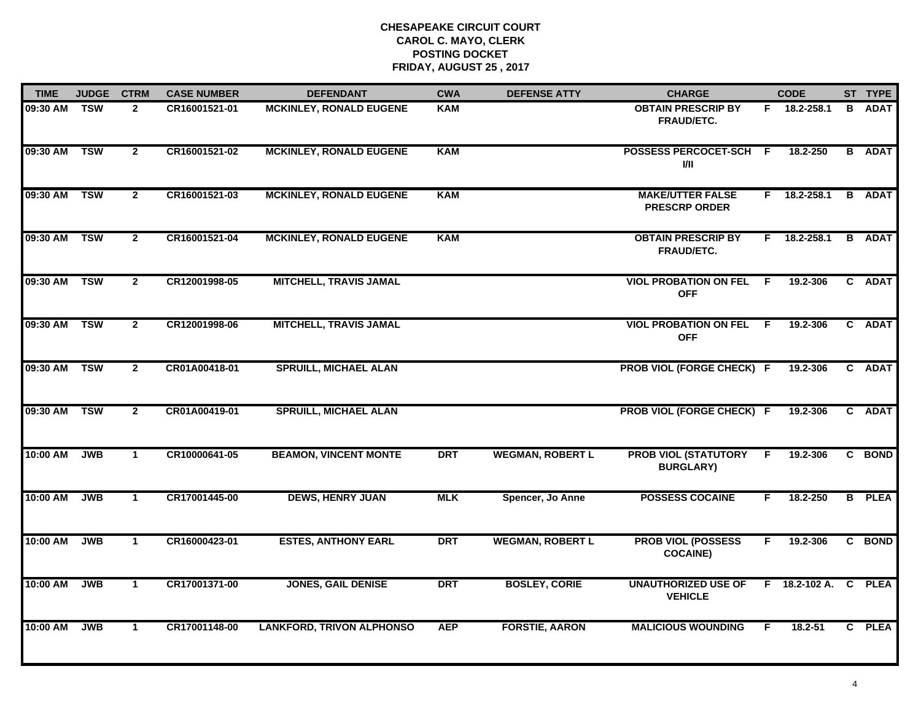# CHESAPEAKE CIRCUIT COURT
## CAROL C. MAYO, CLERK
## POSTING DOCKET
## FRIDAY, AUGUST 25 , 2017

| TIME | JUDGE | CTRM | CASE NUMBER | DEFENDANT | CWA | DEFENSE ATTY | CHARGE | | CODE | ST | TYPE |
|---|---|---|---|---|---|---|---|---|---|---|---|
| 09:30 AM | TSW | 2 | CR16001521-01 | MCKINLEY, RONALD EUGENE | KAM | | OBTAIN PRESCRIP BY FRAUD/ETC. | F | 18.2-258.1 | B | ADAT |
| 09:30 AM | TSW | 2 | CR16001521-02 | MCKINLEY, RONALD EUGENE | KAM | | POSSESS PERCOCET-SCH I/II | F | 18.2-250 | B | ADAT |
| 09:30 AM | TSW | 2 | CR16001521-03 | MCKINLEY, RONALD EUGENE | KAM | | MAKE/UTTER FALSE PRESCRP ORDER | F | 18.2-258.1 | B | ADAT |
| 09:30 AM | TSW | 2 | CR16001521-04 | MCKINLEY, RONALD EUGENE | KAM | | OBTAIN PRESCRIP BY FRAUD/ETC. | F | 18.2-258.1 | B | ADAT |
| 09:30 AM | TSW | 2 | CR12001998-05 | MITCHELL, TRAVIS JAMAL | | | VIOL PROBATION ON FEL OFF | F | 19.2-306 | C | ADAT |
| 09:30 AM | TSW | 2 | CR12001998-06 | MITCHELL, TRAVIS JAMAL | | | VIOL PROBATION ON FEL OFF | F | 19.2-306 | C | ADAT |
| 09:30 AM | TSW | 2 | CR01A00418-01 | SPRUILL, MICHAEL ALAN | | | PROB VIOL (FORGE CHECK) | F | 19.2-306 | C | ADAT |
| 09:30 AM | TSW | 2 | CR01A00419-01 | SPRUILL, MICHAEL ALAN | | | PROB VIOL (FORGE CHECK) | F | 19.2-306 | C | ADAT |
| 10:00 AM | JWB | 1 | CR10000641-05 | BEAMON, VINCENT MONTE | DRT | WEGMAN, ROBERT L | PROB VIOL (STATUTORY BURGLARY) | F | 19.2-306 | C | BOND |
| 10:00 AM | JWB | 1 | CR17001445-00 | DEWS, HENRY JUAN | MLK | Spencer, Jo Anne | POSSESS COCAINE | F | 18.2-250 | B | PLEA |
| 10:00 AM | JWB | 1 | CR16000423-01 | ESTES, ANTHONY EARL | DRT | WEGMAN, ROBERT L | PROB VIOL (POSSESS COCAINE) | F | 19.2-306 | C | BOND |
| 10:00 AM | JWB | 1 | CR17001371-00 | JONES, GAIL DENISE | DRT | BOSLEY, CORIE | UNAUTHORIZED USE OF VEHICLE | F | 18.2-102 A. | C | PLEA |
| 10:00 AM | JWB | 1 | CR17001148-00 | LANKFORD, TRIVON ALPHONSO | AEP | FORSTIE, AARON | MALICIOUS WOUNDING | F | 18.2-51 | C | PLEA |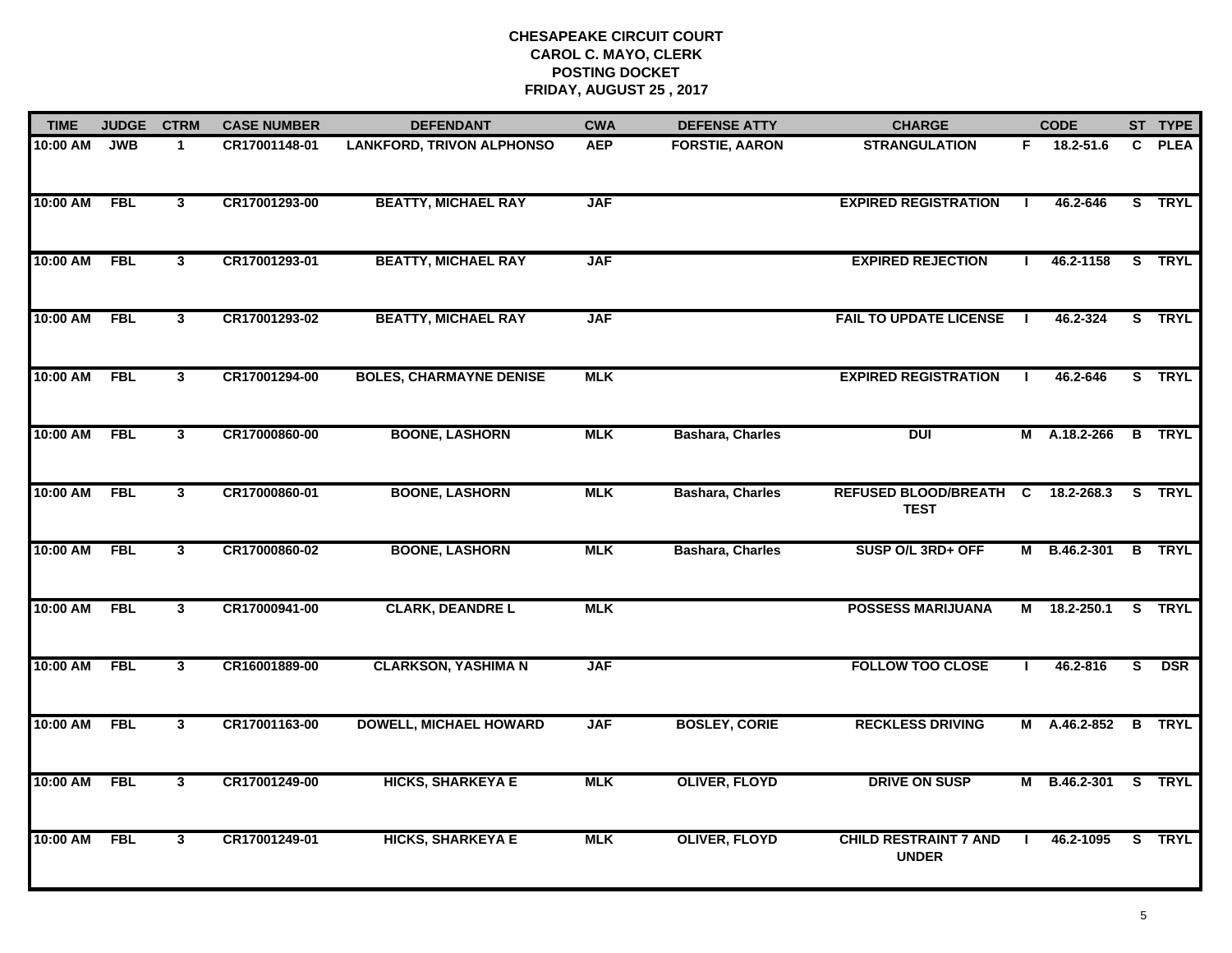# CHESAPEAKE CIRCUIT COURT
## CAROL C. MAYO, CLERK
## POSTING DOCKET
## FRIDAY, AUGUST 25 , 2017

| TIME | JUDGE | CTRM | CASE NUMBER | DEFENDANT | CWA | DEFENSE ATTY | CHARGE | | CODE | ST | TYPE |
|---|---|---|---|---|---|---|---|---|---|---|---|
| 10:00 AM | JWB | 1 | CR17001148-01 | LANKFORD, TRIVON ALPHONSO | AEP | FORSTIE, AARON | STRANGULATION | F | 18.2-51.6 | C | PLEA |
| 10:00 AM | FBL | 3 | CR17001293-00 | BEATTY, MICHAEL RAY | JAF | | EXPIRED REGISTRATION | I | 46.2-646 | S | TRYL |
| 10:00 AM | FBL | 3 | CR17001293-01 | BEATTY, MICHAEL RAY | JAF | | EXPIRED REJECTION | I | 46.2-1158 | S | TRYL |
| 10:00 AM | FBL | 3 | CR17001293-02 | BEATTY, MICHAEL RAY | JAF | | FAIL TO UPDATE LICENSE | I | 46.2-324 | S | TRYL |
| 10:00 AM | FBL | 3 | CR17001294-00 | BOLES, CHARMAYNE DENISE | MLK | | EXPIRED REGISTRATION | I | 46.2-646 | S | TRYL |
| 10:00 AM | FBL | 3 | CR17000860-00 | BOONE, LASHORN | MLK | Bashara, Charles | DUI | M | A.18.2-266 | B | TRYL |
| 10:00 AM | FBL | 3 | CR17000860-01 | BOONE, LASHORN | MLK | Bashara, Charles | REFUSED BLOOD/BREATH TEST | C | 18.2-268.3 | S | TRYL |
| 10:00 AM | FBL | 3 | CR17000860-02 | BOONE, LASHORN | MLK | Bashara, Charles | SUSP O/L 3RD+ OFF | M | B.46.2-301 | B | TRYL |
| 10:00 AM | FBL | 3 | CR17000941-00 | CLARK, DEANDRE L | MLK | | POSSESS MARIJUANA | M | 18.2-250.1 | S | TRYL |
| 10:00 AM | FBL | 3 | CR16001889-00 | CLARKSON, YASHIMA N | JAF | | FOLLOW TOO CLOSE | I | 46.2-816 | S | DSR |
| 10:00 AM | FBL | 3 | CR17001163-00 | DOWELL, MICHAEL HOWARD | JAF | BOSLEY, CORIE | RECKLESS DRIVING | M | A.46.2-852 | B | TRYL |
| 10:00 AM | FBL | 3 | CR17001249-00 | HICKS, SHARKEYA E | MLK | OLIVER, FLOYD | DRIVE ON SUSP | M | B.46.2-301 | S | TRYL |
| 10:00 AM | FBL | 3 | CR17001249-01 | HICKS, SHARKEYA E | MLK | OLIVER, FLOYD | CHILD RESTRAINT 7 AND UNDER | I | 46.2-1095 | S | TRYL |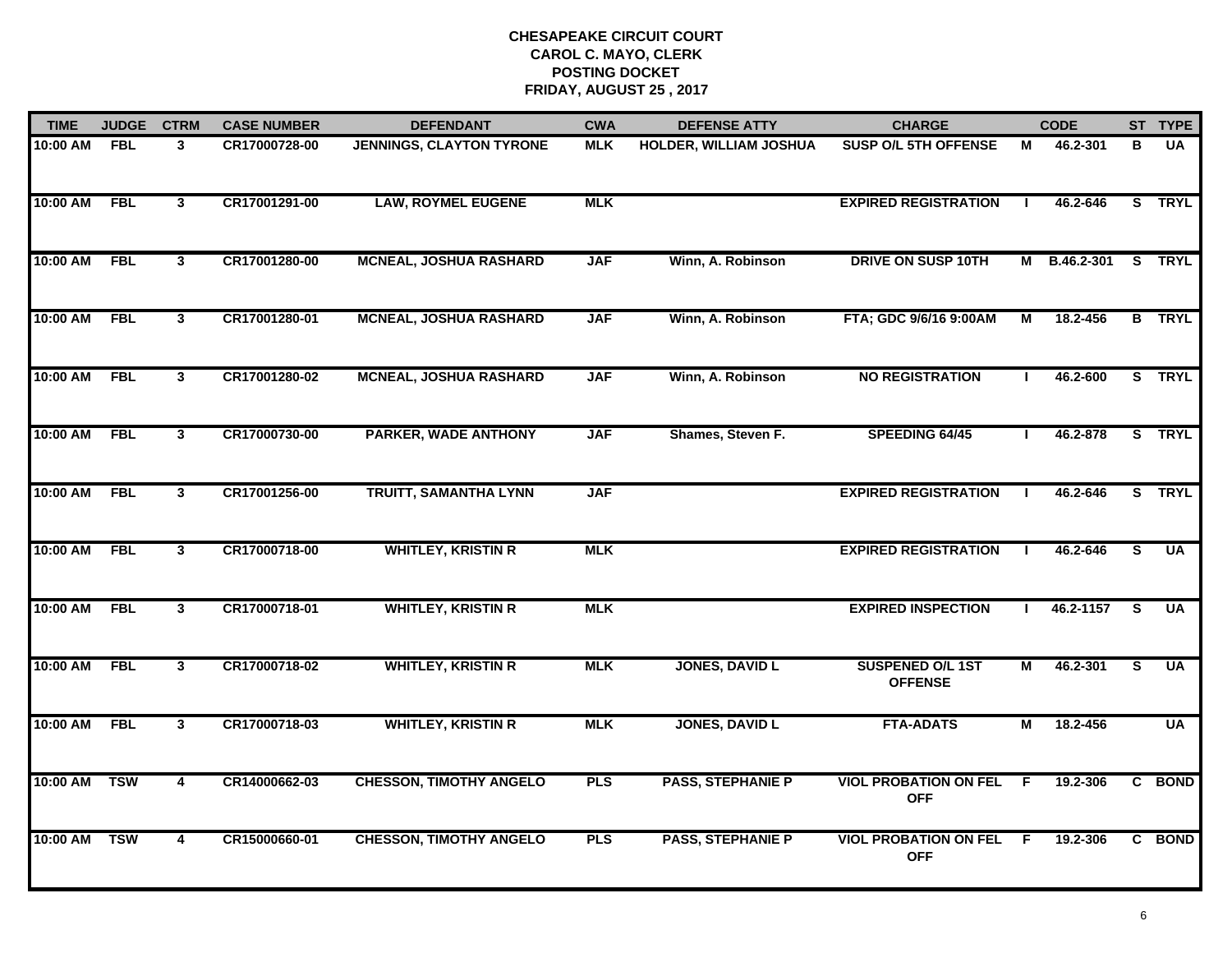**CHESAPEAKE CIRCUIT COURT**
**CAROL C. MAYO, CLERK**
**POSTING DOCKET**
**FRIDAY, AUGUST 25 , 2017**

| TIME | JUDGE | CTRM | CASE NUMBER | DEFENDANT | CWA | DEFENSE ATTY | CHARGE | | CODE | ST | TYPE |
|---|---|---|---|---|---|---|---|---|---|---|---|
| 10:00 AM | FBL | 3 | CR17000728-00 | JENNINGS, CLAYTON TYRONE | MLK | HOLDER, WILLIAM JOSHUA | SUSP O/L 5TH OFFENSE | M | 46.2-301 | B | UA |
| 10:00 AM | FBL | 3 | CR17001291-00 | LAW, ROYMEL EUGENE | MLK | | EXPIRED REGISTRATION | I | 46.2-646 | S | TRYL |
| 10:00 AM | FBL | 3 | CR17001280-00 | MCNEAL, JOSHUA RASHARD | JAF | Winn, A. Robinson | DRIVE ON SUSP 10TH | M | B.46.2-301 | S | TRYL |
| 10:00 AM | FBL | 3 | CR17001280-01 | MCNEAL, JOSHUA RASHARD | JAF | Winn, A. Robinson | FTA; GDC 9/6/16 9:00AM | M | 18.2-456 | B | TRYL |
| 10:00 AM | FBL | 3 | CR17001280-02 | MCNEAL, JOSHUA RASHARD | JAF | Winn, A. Robinson | NO REGISTRATION | I | 46.2-600 | S | TRYL |
| 10:00 AM | FBL | 3 | CR17000730-00 | PARKER, WADE ANTHONY | JAF | Shames, Steven F. | SPEEDING 64/45 | I | 46.2-878 | S | TRYL |
| 10:00 AM | FBL | 3 | CR17001256-00 | TRUITT, SAMANTHA LYNN | JAF | | EXPIRED REGISTRATION | I | 46.2-646 | S | TRYL |
| 10:00 AM | FBL | 3 | CR17000718-00 | WHITLEY, KRISTIN R | MLK | | EXPIRED REGISTRATION | I | 46.2-646 | S | UA |
| 10:00 AM | FBL | 3 | CR17000718-01 | WHITLEY, KRISTIN R | MLK | | EXPIRED INSPECTION | I | 46.2-1157 | S | UA |
| 10:00 AM | FBL | 3 | CR17000718-02 | WHITLEY, KRISTIN R | MLK | JONES, DAVID L | SUSPENED O/L 1ST OFFENSE | M | 46.2-301 | S | UA |
| 10:00 AM | FBL | 3 | CR17000718-03 | WHITLEY, KRISTIN R | MLK | JONES, DAVID L | FTA-ADATS | M | 18.2-456 | | UA |
| 10:00 AM | TSW | 4 | CR14000662-03 | CHESSON, TIMOTHY ANGELO | PLS | PASS, STEPHANIE P | VIOL PROBATION ON FEL OFF | F | 19.2-306 | C | BOND |
| 10:00 AM | TSW | 4 | CR15000660-01 | CHESSON, TIMOTHY ANGELO | PLS | PASS, STEPHANIE P | VIOL PROBATION ON FEL OFF | F | 19.2-306 | C | BOND |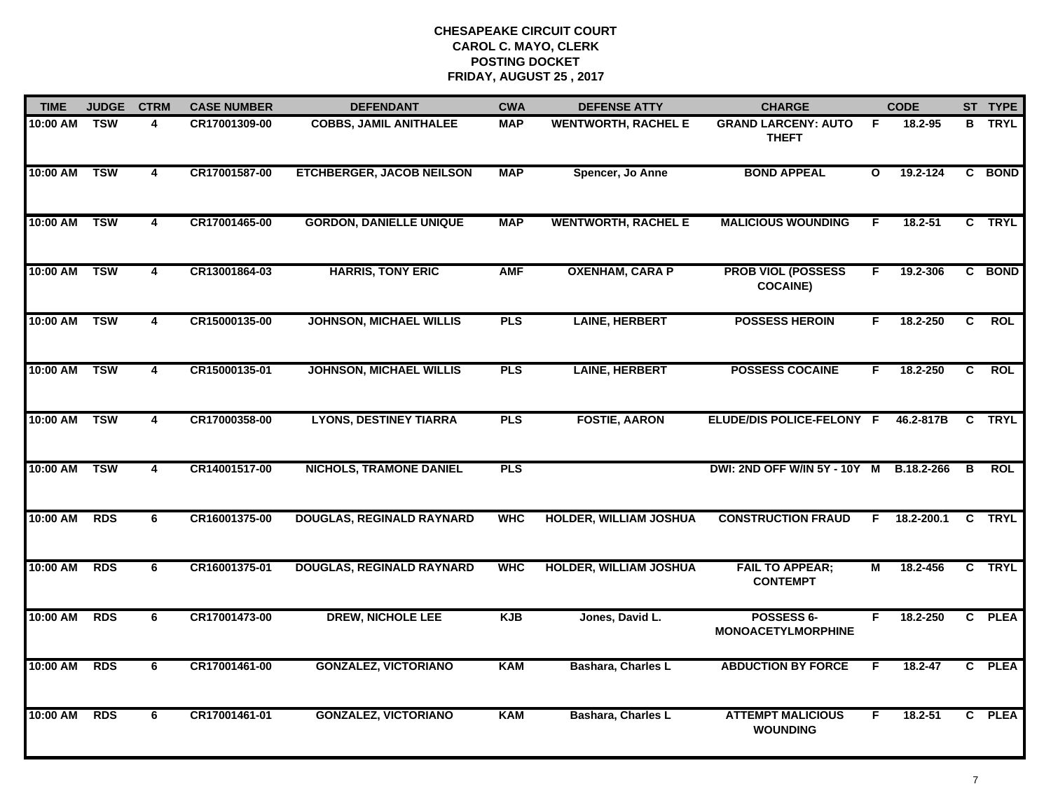# CHESAPEAKE CIRCUIT COURT
## CAROL C. MAYO, CLERK
## POSTING DOCKET
## FRIDAY, AUGUST 25 , 2017

| TIME | JUDGE | CTRM | CASE NUMBER | DEFENDANT | CWA | DEFENSE ATTY | CHARGE | | CODE | ST | TYPE |
|---|---|---|---|---|---|---|---|---|---|---|---|
| 10:00 AM | TSW | 4 | CR17001309-00 | COBBS, JAMIL ANITHALEE | MAP | WENTWORTH, RACHEL E | GRAND LARCENY: AUTO THEFT | F | 18.2-95 | B | TRYL |
| 10:00 AM | TSW | 4 | CR17001587-00 | ETCHBERGER, JACOB NEILSON | MAP | Spencer, Jo Anne | BOND APPEAL | O | 19.2-124 | C | BOND |
| 10:00 AM | TSW | 4 | CR17001465-00 | GORDON, DANIELLE UNIQUE | MAP | WENTWORTH, RACHEL E | MALICIOUS WOUNDING | F | 18.2-51 | C | TRYL |
| 10:00 AM | TSW | 4 | CR13001864-03 | HARRIS, TONY ERIC | AMF | OXENHAM, CARA P | PROB VIOL (POSSESS COCAINE) | F | 19.2-306 | C | BOND |
| 10:00 AM | TSW | 4 | CR15000135-00 | JOHNSON, MICHAEL WILLIS | PLS | LAINE, HERBERT | POSSESS HEROIN | F | 18.2-250 | C | ROL |
| 10:00 AM | TSW | 4 | CR15000135-01 | JOHNSON, MICHAEL WILLIS | PLS | LAINE, HERBERT | POSSESS COCAINE | F | 18.2-250 | C | ROL |
| 10:00 AM | TSW | 4 | CR17000358-00 | LYONS, DESTINEY TIARRA | PLS | FOSTIE, AARON | ELUDE/DIS POLICE-FELONY | F | 46.2-817B | C | TRYL |
| 10:00 AM | TSW | 4 | CR14001517-00 | NICHOLS, TRAMONE DANIEL | PLS | | DWI: 2ND OFF W/IN 5Y - 10Y | M | B.18.2-266 | B | ROL |
| 10:00 AM | RDS | 6 | CR16001375-00 | DOUGLAS, REGINALD RAYNARD | WHC | HOLDER, WILLIAM JOSHUA | CONSTRUCTION FRAUD | F | 18.2-200.1 | C | TRYL |
| 10:00 AM | RDS | 6 | CR16001375-01 | DOUGLAS, REGINALD RAYNARD | WHC | HOLDER, WILLIAM JOSHUA | FAIL TO APPEAR; CONTEMPT | M | 18.2-456 | C | TRYL |
| 10:00 AM | RDS | 6 | CR17001473-00 | DREW, NICHOLE LEE | KJB | Jones, David L. | POSSESS 6-MONOACETYLMORPHINE | F | 18.2-250 | C | PLEA |
| 10:00 AM | RDS | 6 | CR17001461-00 | GONZALEZ, VICTORIANO | KAM | Bashara, Charles L | ABDUCTION BY FORCE | F | 18.2-47 | C | PLEA |
| 10:00 AM | RDS | 6 | CR17001461-01 | GONZALEZ, VICTORIANO | KAM | Bashara, Charles L | ATTEMPT MALICIOUS WOUNDING | F | 18.2-51 | C | PLEA |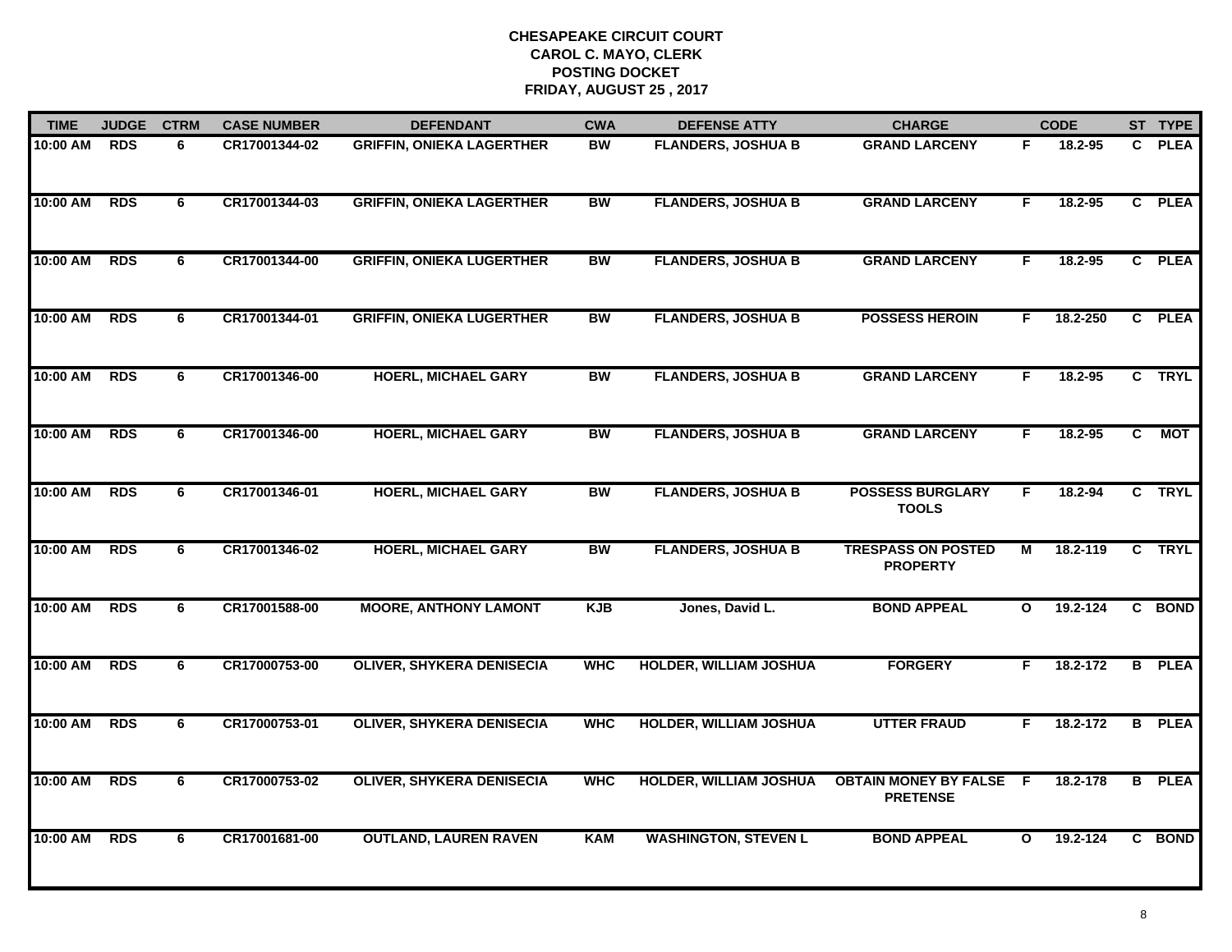# CHESAPEAKE CIRCUIT COURT
## CAROL C. MAYO, CLERK
## POSTING DOCKET
## FRIDAY, AUGUST 25 , 2017

| TIME | JUDGE | CTRM | CASE NUMBER | DEFENDANT | CWA | DEFENSE ATTY | CHARGE | | CODE | ST | TYPE |
|---|---|---|---|---|---|---|---|---|---|---|---|
| 10:00 AM | RDS | 6 | CR17001344-02 | GRIFFIN, ONIEKA LAGERTHER | BW | FLANDERS, JOSHUA B | GRAND LARCENY | F | 18.2-95 | C | PLEA |
| 10:00 AM | RDS | 6 | CR17001344-03 | GRIFFIN, ONIEKA LAGERTHER | BW | FLANDERS, JOSHUA B | GRAND LARCENY | F | 18.2-95 | C | PLEA |
| 10:00 AM | RDS | 6 | CR17001344-00 | GRIFFIN, ONIEKA LUGERTHER | BW | FLANDERS, JOSHUA B | GRAND LARCENY | F | 18.2-95 | C | PLEA |
| 10:00 AM | RDS | 6 | CR17001344-01 | GRIFFIN, ONIEKA LUGERTHER | BW | FLANDERS, JOSHUA B | POSSESS HEROIN | F | 18.2-250 | C | PLEA |
| 10:00 AM | RDS | 6 | CR17001346-00 | HOERL, MICHAEL GARY | BW | FLANDERS, JOSHUA B | GRAND LARCENY | F | 18.2-95 | C | TRYL |
| 10:00 AM | RDS | 6 | CR17001346-00 | HOERL, MICHAEL GARY | BW | FLANDERS, JOSHUA B | GRAND LARCENY | F | 18.2-95 | C | MOT |
| 10:00 AM | RDS | 6 | CR17001346-01 | HOERL, MICHAEL GARY | BW | FLANDERS, JOSHUA B | POSSESS BURGLARY TOOLS | F | 18.2-94 | C | TRYL |
| 10:00 AM | RDS | 6 | CR17001346-02 | HOERL, MICHAEL GARY | BW | FLANDERS, JOSHUA B | TRESPASS ON POSTED PROPERTY | M | 18.2-119 | C | TRYL |
| 10:00 AM | RDS | 6 | CR17001588-00 | MOORE, ANTHONY LAMONT | KJB | Jones, David L. | BOND APPEAL | O | 19.2-124 | C | BOND |
| 10:00 AM | RDS | 6 | CR17000753-00 | OLIVER, SHYKERA DENISECIA | WHC | HOLDER, WILLIAM JOSHUA | FORGERY | F | 18.2-172 | B | PLEA |
| 10:00 AM | RDS | 6 | CR17000753-01 | OLIVER, SHYKERA DENISECIA | WHC | HOLDER, WILLIAM JOSHUA | UTTER FRAUD | F | 18.2-172 | B | PLEA |
| 10:00 AM | RDS | 6 | CR17000753-02 | OLIVER, SHYKERA DENISECIA | WHC | HOLDER, WILLIAM JOSHUA | OBTAIN MONEY BY FALSE PRETENSE | F | 18.2-178 | B | PLEA |
| 10:00 AM | RDS | 6 | CR17001681-00 | OUTLAND, LAUREN RAVEN | KAM | WASHINGTON, STEVEN L | BOND APPEAL | O | 19.2-124 | C | BOND |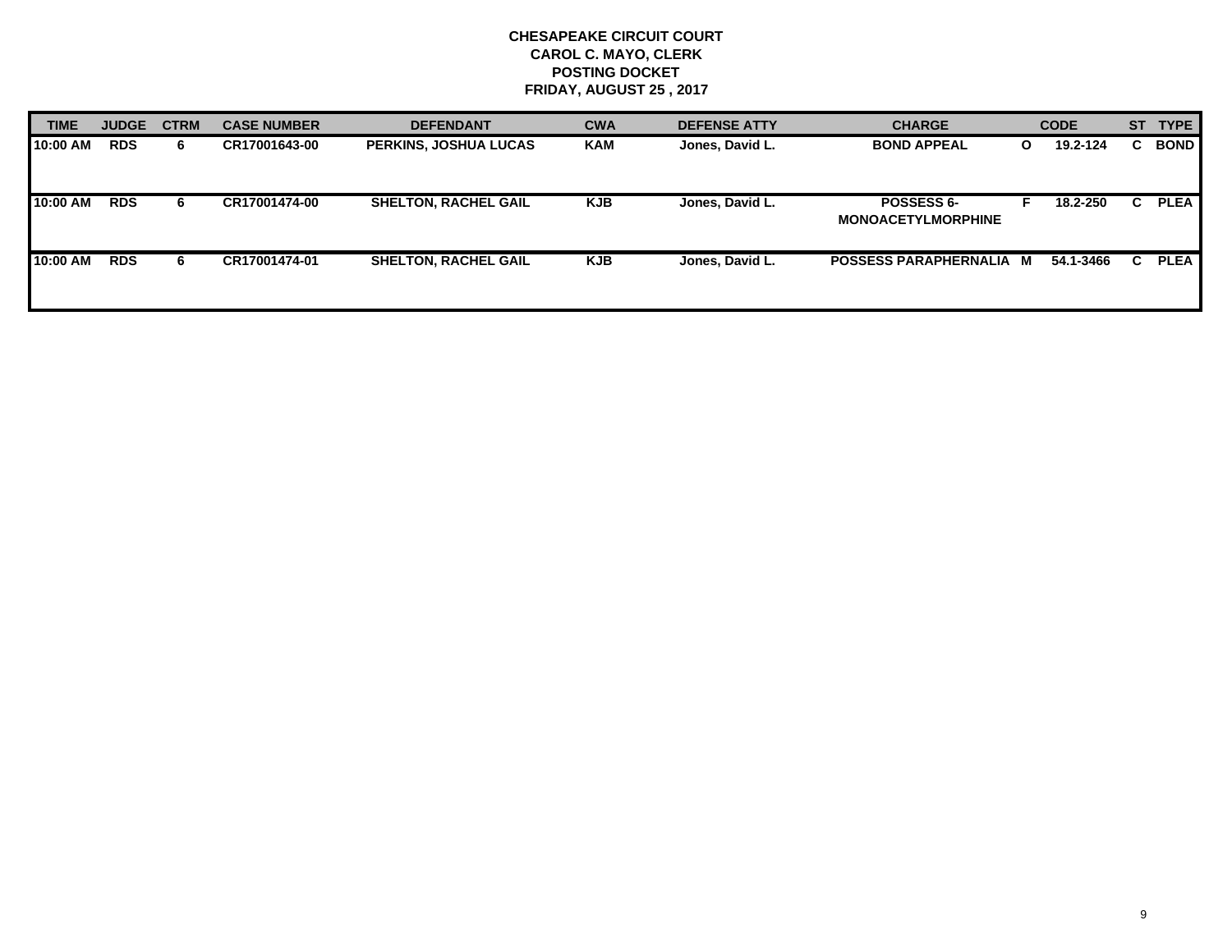**CHESAPEAKE CIRCUIT COURT**
**CAROL C. MAYO, CLERK**
**POSTING DOCKET**
**FRIDAY, AUGUST 25 , 2017**

| TIME | JUDGE | CTRM | CASE NUMBER | DEFENDANT | CWA | DEFENSE ATTY | CHARGE | | CODE | ST | TYPE |
|---|---|---|---|---|---|---|---|---|---|---|---|
| 10:00 AM | RDS | 6 | CR17001643-00 | PERKINS, JOSHUA LUCAS | KAM | Jones, David L. | BOND APPEAL | O | 19.2-124 | C | BOND |
| 10:00 AM | RDS | 6 | CR17001474-00 | SHELTON, RACHEL GAIL | KJB | Jones, David L. | POSSESS 6-MONOACETYLMORPHINE | F | 18.2-250 | C | PLEA |
| 10:00 AM | RDS | 6 | CR17001474-01 | SHELTON, RACHEL GAIL | KJB | Jones, David L. | POSSESS PARAPHERNALIA | M | 54.1-3466 | C | PLEA |